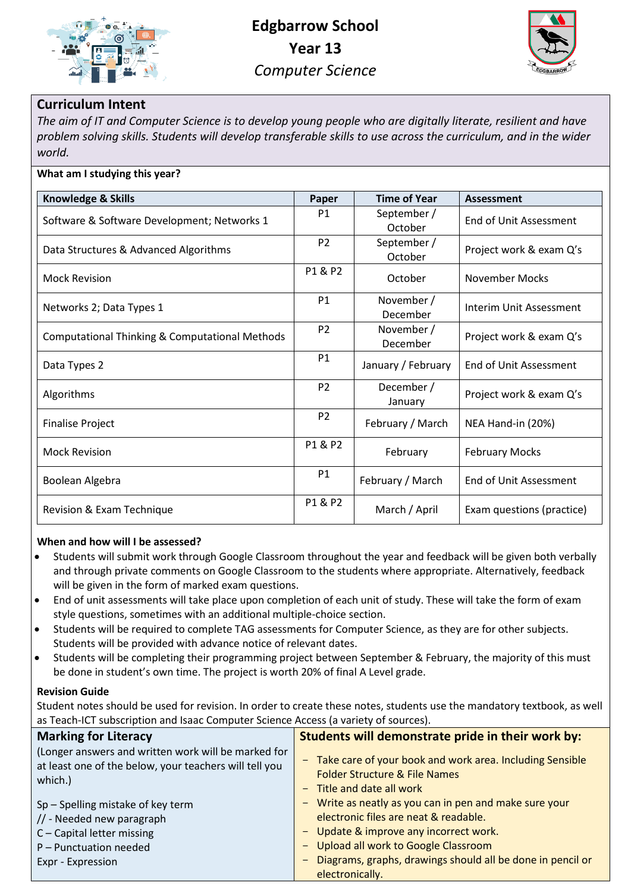# Edgbarrow School
## Year 13
### *Computer Science*

## Curriculum Intent

*The aim of IT and Computer Science is to develop young people who are digitally literate, resilient and have problem solving skills. Students will develop transferable skills to use across the curriculum, and in the wider world.*

**What am I studying this year?**

| Knowledge & Skills | Paper | Time of Year | Assessment |
|---|---|---|---|
| Software & Software Development; Networks 1 | P1 | September / October | End of Unit Assessment |
| Data Structures & Advanced Algorithms | P2 | September / October | Project work & exam Q's |
| Mock Revision | P1 & P2 | October | November Mocks |
| Networks 2; Data Types 1 | P1 | November / December | Interim Unit Assessment |
| Computational Thinking & Computational Methods | P2 | November / December | Project work & exam Q's |
| Data Types 2 | P1 | January / February | End of Unit Assessment |
| Algorithms | P2 | December / January | Project work & exam Q's |
| Finalise Project | P2 | February / March | NEA Hand-in (20%) |
| Mock Revision | P1 & P2 | February | February Mocks |
| Boolean Algebra | P1 | February / March | End of Unit Assessment |
| Revision & Exam Technique | P1 & P2 | March / April | Exam questions (practice) |

**When and how will I be assessed?**

- Students will submit work through Google Classroom throughout the year and feedback will be given both verbally and through private comments on Google Classroom to the students where appropriate. Alternatively, feedback will be given in the form of marked exam questions.
- End of unit assessments will take place upon completion of each unit of study. These will take the form of exam style questions, sometimes with an additional multiple-choice section.
- Students will be required to complete TAG assessments for Computer Science, as they are for other subjects. Students will be provided with advance notice of relevant dates.
- Students will be completing their programming project between September & February, the majority of this must be done in student's own time. The project is worth 20% of final A Level grade.

**Revision Guide**

Student notes should be used for revision. In order to create these notes, students use the mandatory textbook, as well as Teach-ICT subscription and Isaac Computer Science Access (a variety of sources).

## Marking for Literacy

(Longer answers and written work will be marked for at least one of the below, your teachers will tell you which.)

Sp – Spelling mistake of key term
// - Needed new paragraph
C – Capital letter missing
P – Punctuation needed
Expr - Expression

## Students will demonstrate pride in their work by:

- Take care of your book and work area. Including Sensible Folder Structure & File Names
- Title and date all work
- Write as neatly as you can in pen and make sure your electronic files are neat & readable.
- Update & improve any incorrect work.
- Upload all work to Google Classroom
- Diagrams, graphs, drawings should all be done in pencil or electronically.